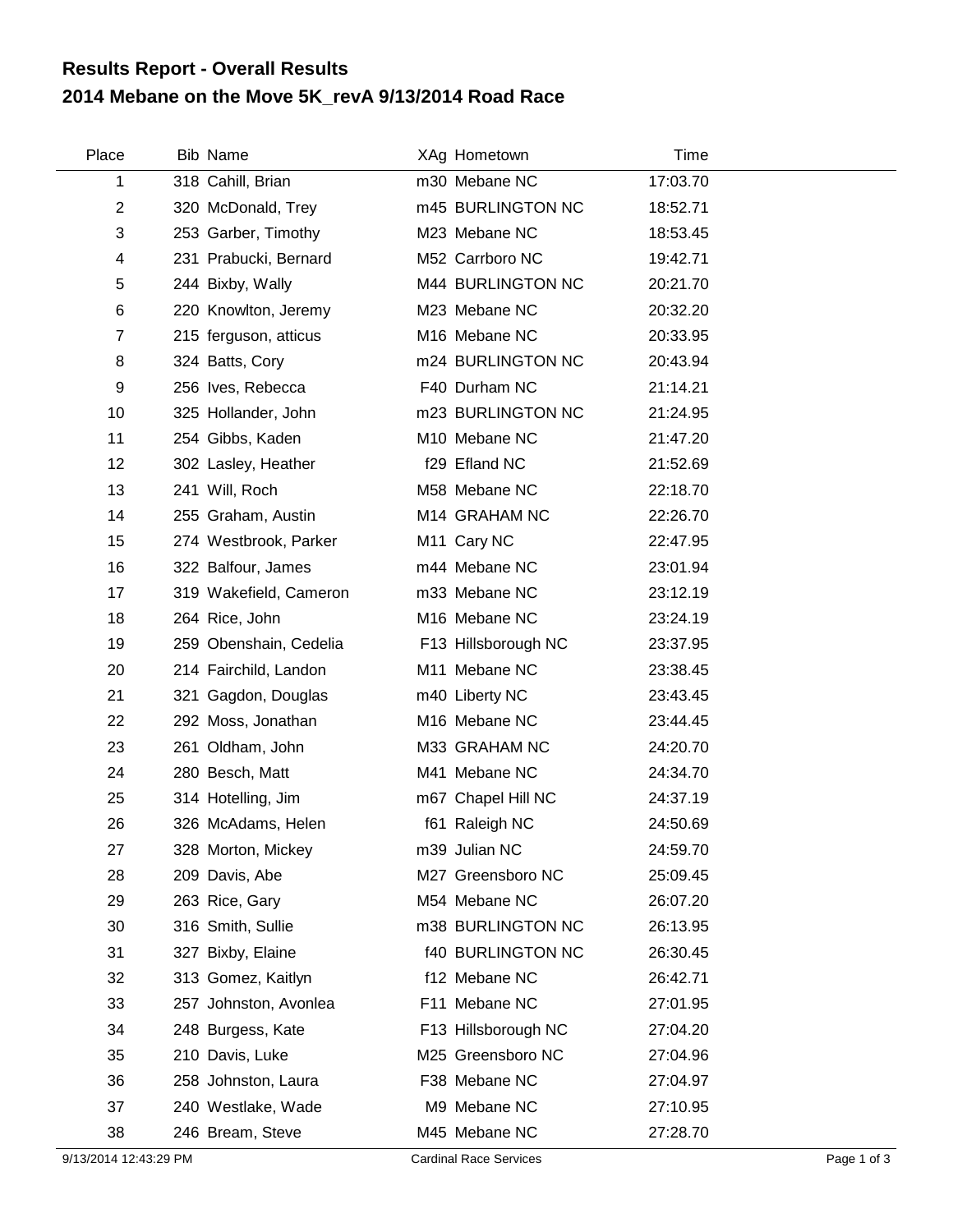## Results Report - Overall Results

## 2014 Mebane on the Move 5K_revA 9/13/2014 Road Race

| Place | Bib | Name | XAg | Hometown | Time |
|---|---|---|---|---|---|
| 1 | 318 | Cahill, Brian | m30 | Mebane NC | 17:03.70 |
| 2 | 320 | McDonald, Trey | m45 | BURLINGTON NC | 18:52.71 |
| 3 | 253 | Garber, Timothy | M23 | Mebane NC | 18:53.45 |
| 4 | 231 | Prabucki, Bernard | M52 | Carrboro NC | 19:42.71 |
| 5 | 244 | Bixby, Wally | M44 | BURLINGTON NC | 20:21.70 |
| 6 | 220 | Knowlton, Jeremy | M23 | Mebane NC | 20:32.20 |
| 7 | 215 | ferguson, atticus | M16 | Mebane NC | 20:33.95 |
| 8 | 324 | Batts, Cory | m24 | BURLINGTON NC | 20:43.94 |
| 9 | 256 | Ives, Rebecca | F40 | Durham NC | 21:14.21 |
| 10 | 325 | Hollander, John | m23 | BURLINGTON NC | 21:24.95 |
| 11 | 254 | Gibbs, Kaden | M10 | Mebane NC | 21:47.20 |
| 12 | 302 | Lasley, Heather | f29 | Efland NC | 21:52.69 |
| 13 | 241 | Will, Roch | M58 | Mebane NC | 22:18.70 |
| 14 | 255 | Graham, Austin | M14 | GRAHAM NC | 22:26.70 |
| 15 | 274 | Westbrook, Parker | M11 | Cary NC | 22:47.95 |
| 16 | 322 | Balfour, James | m44 | Mebane NC | 23:01.94 |
| 17 | 319 | Wakefield, Cameron | m33 | Mebane NC | 23:12.19 |
| 18 | 264 | Rice, John | M16 | Mebane NC | 23:24.19 |
| 19 | 259 | Obenshain, Cedelia | F13 | Hillsborough NC | 23:37.95 |
| 20 | 214 | Fairchild, Landon | M11 | Mebane NC | 23:38.45 |
| 21 | 321 | Gagdon, Douglas | m40 | Liberty NC | 23:43.45 |
| 22 | 292 | Moss, Jonathan | M16 | Mebane NC | 23:44.45 |
| 23 | 261 | Oldham, John | M33 | GRAHAM NC | 24:20.70 |
| 24 | 280 | Besch, Matt | M41 | Mebane NC | 24:34.70 |
| 25 | 314 | Hotelling, Jim | m67 | Chapel Hill NC | 24:37.19 |
| 26 | 326 | McAdams, Helen | f61 | Raleigh NC | 24:50.69 |
| 27 | 328 | Morton, Mickey | m39 | Julian NC | 24:59.70 |
| 28 | 209 | Davis, Abe | M27 | Greensboro NC | 25:09.45 |
| 29 | 263 | Rice, Gary | M54 | Mebane NC | 26:07.20 |
| 30 | 316 | Smith, Sullie | m38 | BURLINGTON NC | 26:13.95 |
| 31 | 327 | Bixby, Elaine | f40 | BURLINGTON NC | 26:30.45 |
| 32 | 313 | Gomez, Kaitlyn | f12 | Mebane NC | 26:42.71 |
| 33 | 257 | Johnston, Avonlea | F11 | Mebane NC | 27:01.95 |
| 34 | 248 | Burgess, Kate | F13 | Hillsborough NC | 27:04.20 |
| 35 | 210 | Davis, Luke | M25 | Greensboro NC | 27:04.96 |
| 36 | 258 | Johnston, Laura | F38 | Mebane NC | 27:04.97 |
| 37 | 240 | Westlake, Wade | M9 | Mebane NC | 27:10.95 |
| 38 | 246 | Bream, Steve | M45 | Mebane NC | 27:28.70 |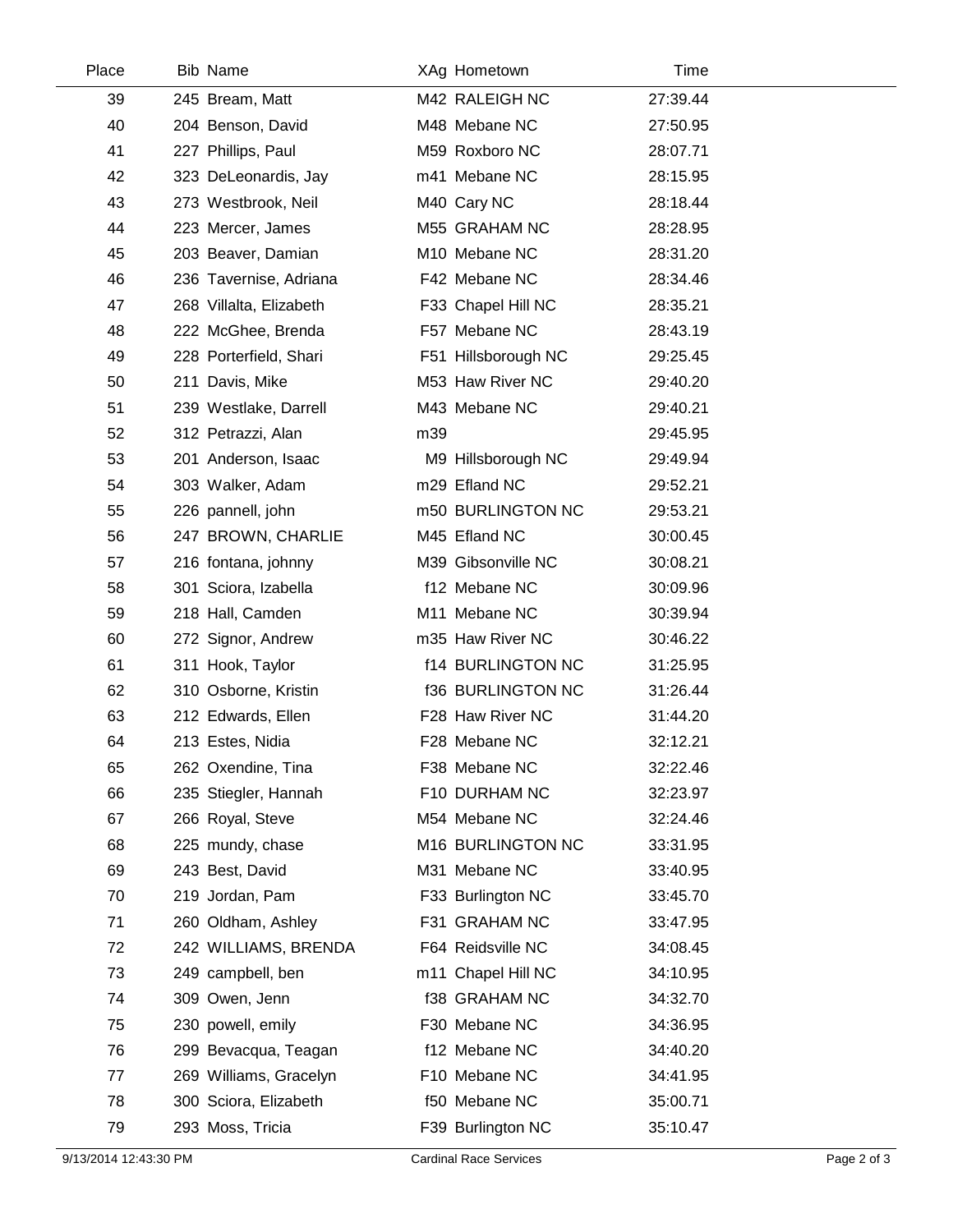| Place | Bib | Name | XAg | Hometown | Time |
|---|---|---|---|---|---|
| 39 | 245 | Bream, Matt | M42 | RALEIGH NC | 27:39.44 |
| 40 | 204 | Benson, David | M48 | Mebane NC | 27:50.95 |
| 41 | 227 | Phillips, Paul | M59 | Roxboro NC | 28:07.71 |
| 42 | 323 | DeLeonardis, Jay | m41 | Mebane NC | 28:15.95 |
| 43 | 273 | Westbrook, Neil | M40 | Cary NC | 28:18.44 |
| 44 | 223 | Mercer, James | M55 | GRAHAM NC | 28:28.95 |
| 45 | 203 | Beaver, Damian | M10 | Mebane NC | 28:31.20 |
| 46 | 236 | Tavernise, Adriana | F42 | Mebane NC | 28:34.46 |
| 47 | 268 | Villalta, Elizabeth | F33 | Chapel Hill NC | 28:35.21 |
| 48 | 222 | McGhee, Brenda | F57 | Mebane NC | 28:43.19 |
| 49 | 228 | Porterfield, Shari | F51 | Hillsborough NC | 29:25.45 |
| 50 | 211 | Davis, Mike | M53 | Haw River NC | 29:40.20 |
| 51 | 239 | Westlake, Darrell | M43 | Mebane NC | 29:40.21 |
| 52 | 312 | Petrazzi, Alan | m39 | | 29:45.95 |
| 53 | 201 | Anderson, Isaac | M9 | Hillsborough NC | 29:49.94 |
| 54 | 303 | Walker, Adam | m29 | Efland NC | 29:52.21 |
| 55 | 226 | pannell, john | m50 | BURLINGTON NC | 29:53.21 |
| 56 | 247 | BROWN, CHARLIE | M45 | Efland NC | 30:00.45 |
| 57 | 216 | fontana, johnny | M39 | Gibsonville NC | 30:08.21 |
| 58 | 301 | Sciora, Izabella | f12 | Mebane NC | 30:09.96 |
| 59 | 218 | Hall, Camden | M11 | Mebane NC | 30:39.94 |
| 60 | 272 | Signor, Andrew | m35 | Haw River NC | 30:46.22 |
| 61 | 311 | Hook, Taylor | f14 | BURLINGTON NC | 31:25.95 |
| 62 | 310 | Osborne, Kristin | f36 | BURLINGTON NC | 31:26.44 |
| 63 | 212 | Edwards, Ellen | F28 | Haw River NC | 31:44.20 |
| 64 | 213 | Estes, Nidia | F28 | Mebane NC | 32:12.21 |
| 65 | 262 | Oxendine, Tina | F38 | Mebane NC | 32:22.46 |
| 66 | 235 | Stiegler, Hannah | F10 | DURHAM NC | 32:23.97 |
| 67 | 266 | Royal, Steve | M54 | Mebane NC | 32:24.46 |
| 68 | 225 | mundy, chase | M16 | BURLINGTON NC | 33:31.95 |
| 69 | 243 | Best, David | M31 | Mebane NC | 33:40.95 |
| 70 | 219 | Jordan, Pam | F33 | Burlington NC | 33:45.70 |
| 71 | 260 | Oldham, Ashley | F31 | GRAHAM NC | 33:47.95 |
| 72 | 242 | WILLIAMS, BRENDA | F64 | Reidsville NC | 34:08.45 |
| 73 | 249 | campbell, ben | m11 | Chapel Hill NC | 34:10.95 |
| 74 | 309 | Owen, Jenn | f38 | GRAHAM NC | 34:32.70 |
| 75 | 230 | powell, emily | F30 | Mebane NC | 34:36.95 |
| 76 | 299 | Bevacqua, Teagan | f12 | Mebane NC | 34:40.20 |
| 77 | 269 | Williams, Gracelyn | F10 | Mebane NC | 34:41.95 |
| 78 | 300 | Sciora, Elizabeth | f50 | Mebane NC | 35:00.71 |
| 79 | 293 | Moss, Tricia | F39 | Burlington NC | 35:10.47 |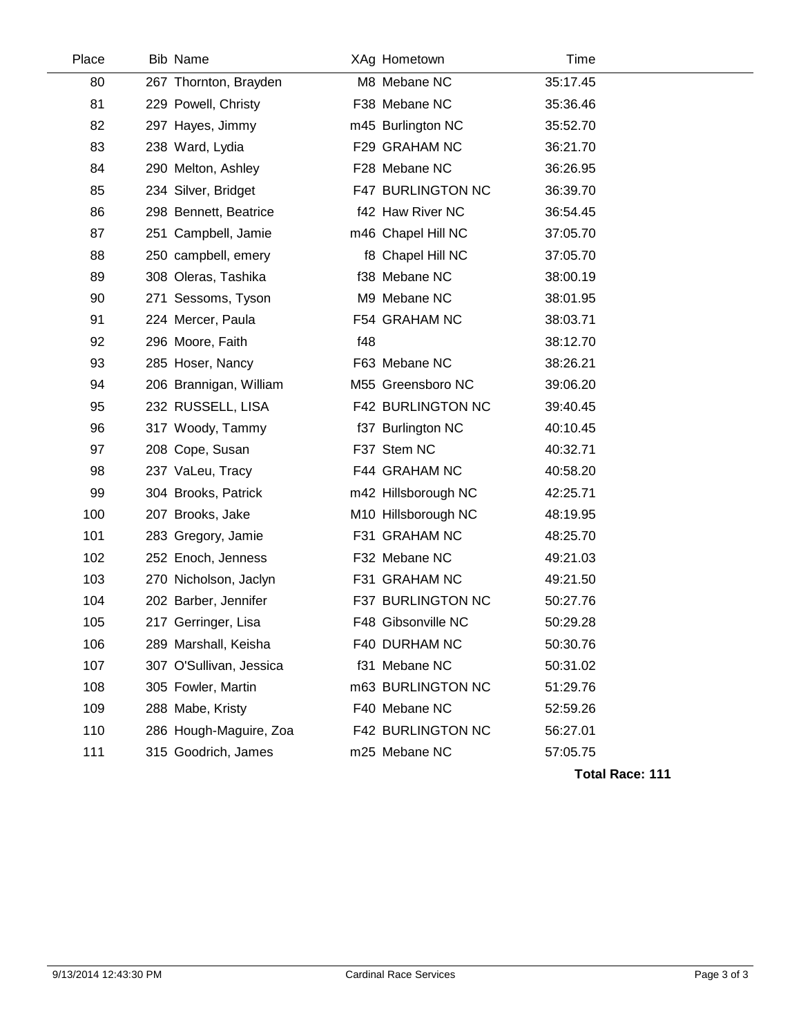| Place | Bib | Name | XAg | Hometown | Time |
|---|---|---|---|---|---|
| 80 | 267 | Thornton, Brayden | M8 | Mebane NC | 35:17.45 |
| 81 | 229 | Powell, Christy | F38 | Mebane NC | 35:36.46 |
| 82 | 297 | Hayes, Jimmy | m45 | Burlington NC | 35:52.70 |
| 83 | 238 | Ward, Lydia | F29 | GRAHAM NC | 36:21.70 |
| 84 | 290 | Melton, Ashley | F28 | Mebane NC | 36:26.95 |
| 85 | 234 | Silver, Bridget | F47 | BURLINGTON NC | 36:39.70 |
| 86 | 298 | Bennett, Beatrice | f42 | Haw River NC | 36:54.45 |
| 87 | 251 | Campbell, Jamie | m46 | Chapel Hill NC | 37:05.70 |
| 88 | 250 | campbell, emery | f8 | Chapel Hill NC | 37:05.70 |
| 89 | 308 | Oleras, Tashika | f38 | Mebane NC | 38:00.19 |
| 90 | 271 | Sessoms, Tyson | M9 | Mebane NC | 38:01.95 |
| 91 | 224 | Mercer, Paula | F54 | GRAHAM NC | 38:03.71 |
| 92 | 296 | Moore, Faith | f48 | | 38:12.70 |
| 93 | 285 | Hoser, Nancy | F63 | Mebane NC | 38:26.21 |
| 94 | 206 | Brannigan, William | M55 | Greensboro NC | 39:06.20 |
| 95 | 232 | RUSSELL, LISA | F42 | BURLINGTON NC | 39:40.45 |
| 96 | 317 | Woody, Tammy | f37 | Burlington NC | 40:10.45 |
| 97 | 208 | Cope, Susan | F37 | Stem NC | 40:32.71 |
| 98 | 237 | VaLeu, Tracy | F44 | GRAHAM NC | 40:58.20 |
| 99 | 304 | Brooks, Patrick | m42 | Hillsborough NC | 42:25.71 |
| 100 | 207 | Brooks, Jake | M10 | Hillsborough NC | 48:19.95 |
| 101 | 283 | Gregory, Jamie | F31 | GRAHAM NC | 48:25.70 |
| 102 | 252 | Enoch, Jenness | F32 | Mebane NC | 49:21.03 |
| 103 | 270 | Nicholson, Jaclyn | F31 | GRAHAM NC | 49:21.50 |
| 104 | 202 | Barber, Jennifer | F37 | BURLINGTON NC | 50:27.76 |
| 105 | 217 | Gerringer, Lisa | F48 | Gibsonville NC | 50:29.28 |
| 106 | 289 | Marshall, Keisha | F40 | DURHAM NC | 50:30.76 |
| 107 | 307 | O'Sullivan, Jessica | f31 | Mebane NC | 50:31.02 |
| 108 | 305 | Fowler, Martin | m63 | BURLINGTON NC | 51:29.76 |
| 109 | 288 | Mabe, Kristy | F40 | Mebane NC | 52:59.26 |
| 110 | 286 | Hough-Maguire, Zoa | F42 | BURLINGTON NC | 56:27.01 |
| 111 | 315 | Goodrich, James | m25 | Mebane NC | 57:05.75 |

**Total Race: 111**

9/13/2014 12:43:30 PM | Cardinal Race Services